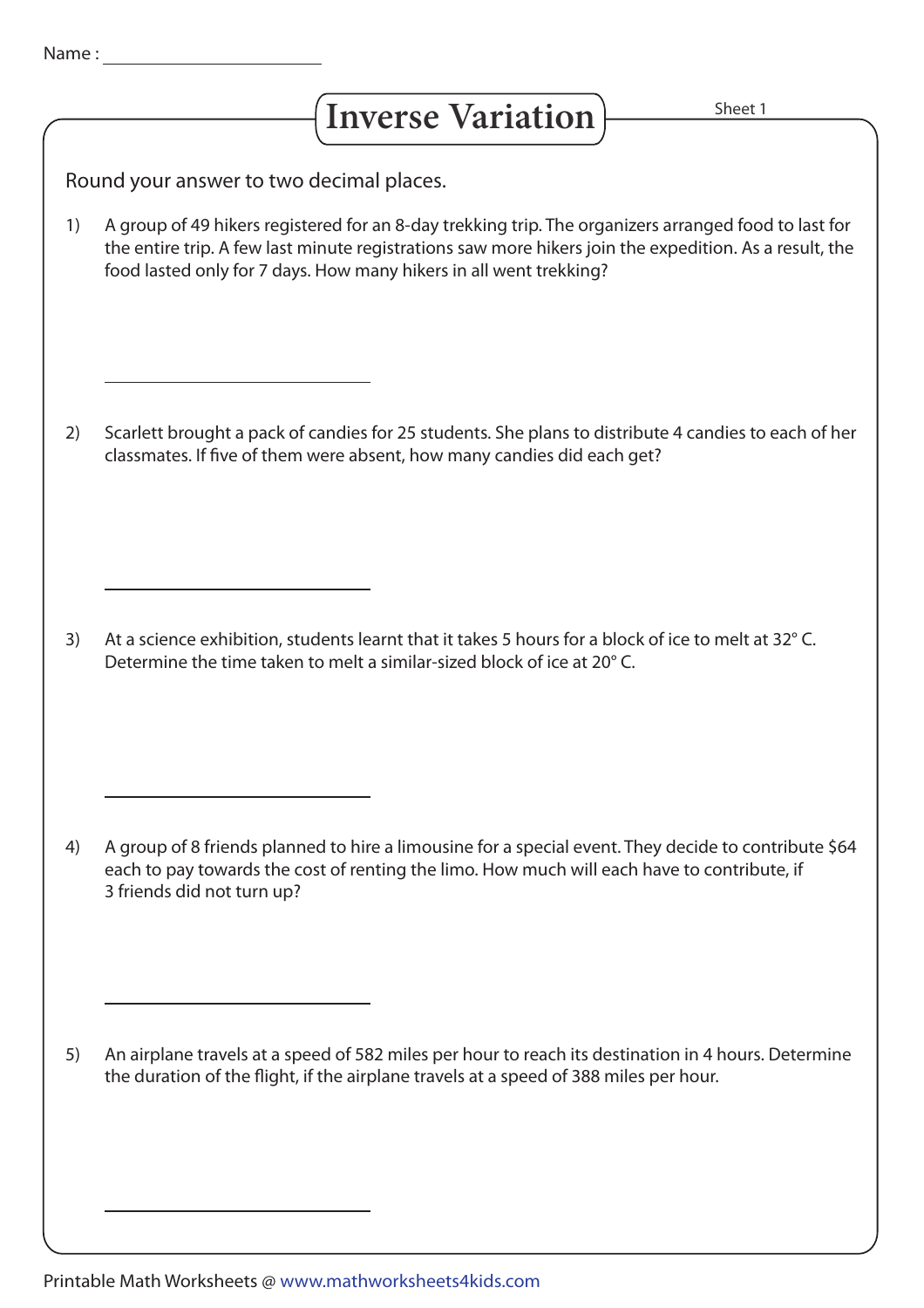Name : ______________________

# Inverse Variation

Sheet 1

Round your answer to two decimal places.

1) A group of 49 hikers registered for an 8-day trekking trip. The organizers arranged food to last for the entire trip. A few last minute registrations saw more hikers join the expedition. As a result, the food lasted only for 7 days. How many hikers in all went trekking?

______________________

2) Scarlett brought a pack of candies for 25 students. She plans to distribute 4 candies to each of her classmates. If five of them were absent, how many candies did each get?

______________________

3) At a science exhibition, students learnt that it takes 5 hours for a block of ice to melt at 32° C. Determine the time taken to melt a similar-sized block of ice at 20° C.

______________________

4) A group of 8 friends planned to hire a limousine for a special event. They decide to contribute $64 each to pay towards the cost of renting the limo. How much will each have to contribute, if 3 friends did not turn up?

______________________

5) An airplane travels at a speed of 582 miles per hour to reach its destination in 4 hours. Determine the duration of the flight, if the airplane travels at a speed of 388 miles per hour.

______________________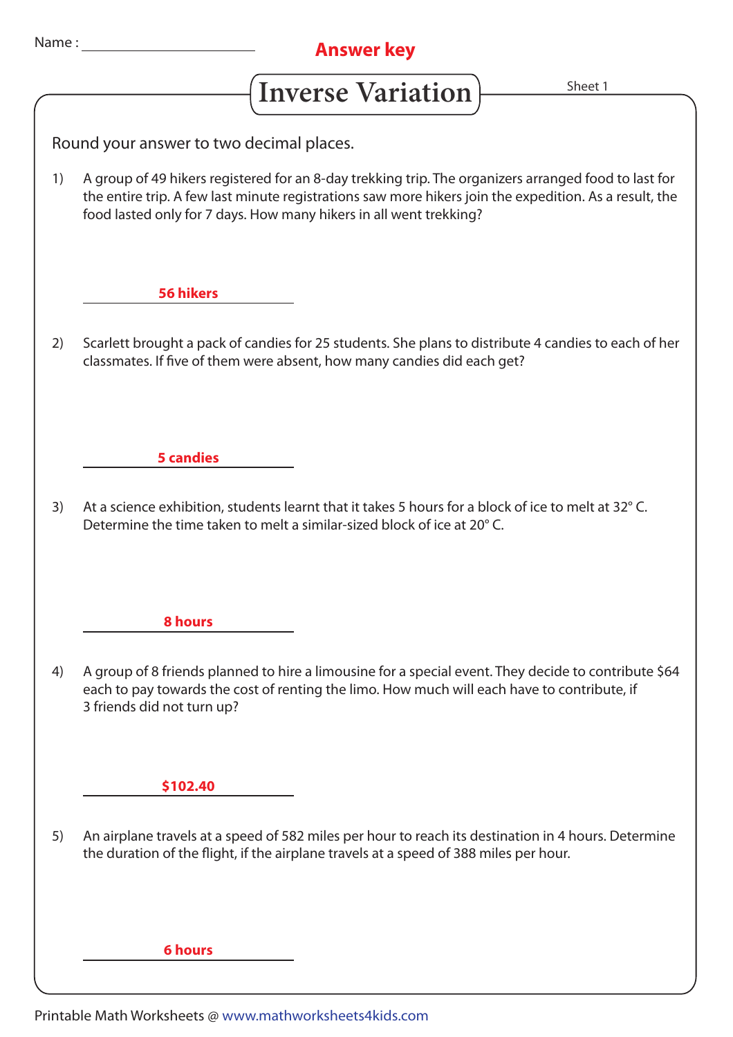Name : ____________________

**Answer key**

# Inverse Variation

Sheet 1

Round your answer to two decimal places.

1) A group of 49 hikers registered for an 8-day trekking trip. The organizers arranged food to last for the entire trip. A few last minute registrations saw more hikers join the expedition. As a result, the food lasted only for 7 days. How many hikers in all went trekking?

**56 hikers**

2) Scarlett brought a pack of candies for 25 students. She plans to distribute 4 candies to each of her classmates. If five of them were absent, how many candies did each get?

**5 candies**

3) At a science exhibition, students learnt that it takes 5 hours for a block of ice to melt at 32° C. Determine the time taken to melt a similar-sized block of ice at 20° C.

**8 hours**

4) A group of 8 friends planned to hire a limousine for a special event. They decide to contribute $64 each to pay towards the cost of renting the limo. How much will each have to contribute, if 3 friends did not turn up?

**$102.40**

5) An airplane travels at a speed of 582 miles per hour to reach its destination in 4 hours. Determine the duration of the flight, if the airplane travels at a speed of 388 miles per hour.

**6 hours**

Printable Math Worksheets @ www.mathworksheets4kids.com